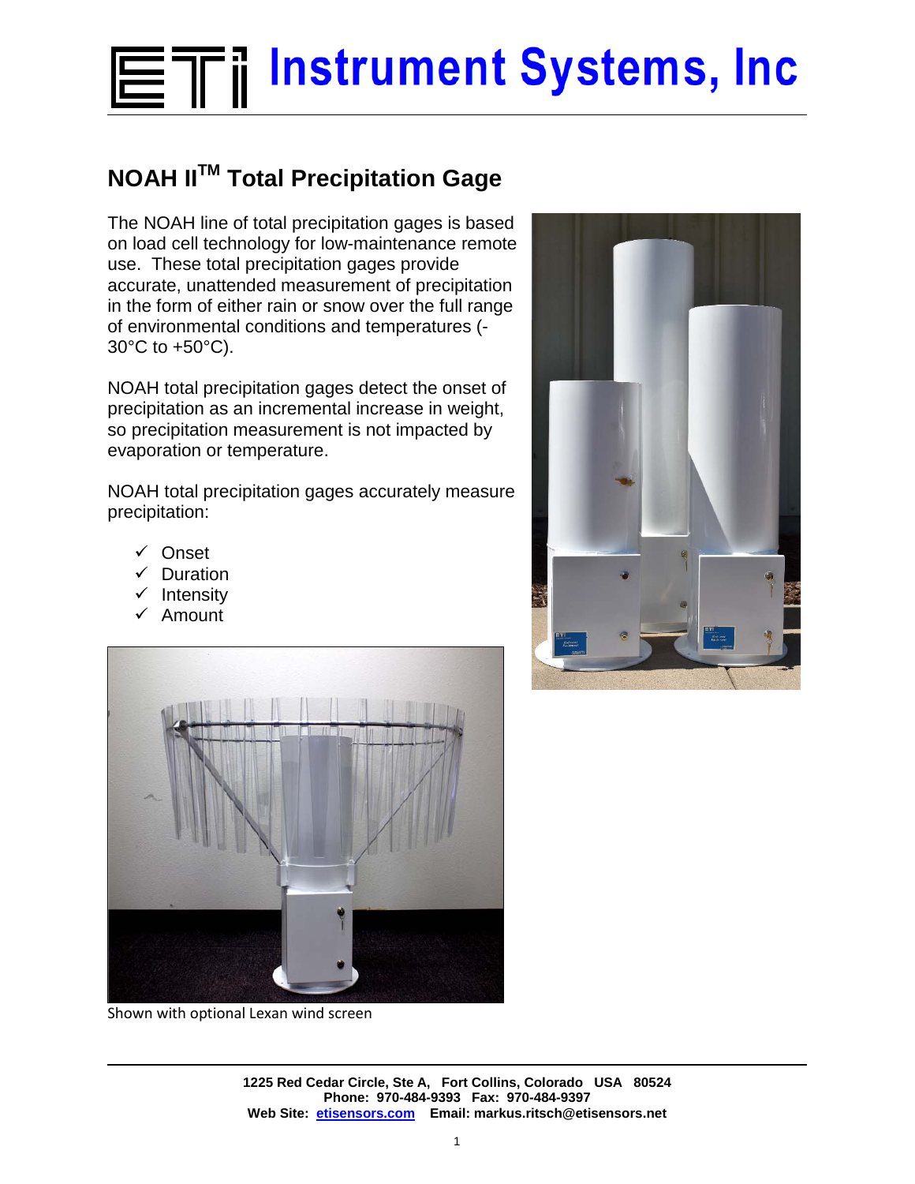# ETI Instrument Systems, Inc

## NOAH II™ Total Precipitation Gage

The NOAH line of total precipitation gages is based on load cell technology for low-maintenance remote use. These total precipitation gages provide accurate, unattended measurement of precipitation in the form of either rain or snow over the full range of environmental conditions and temperatures (-30°C to +50°C).

NOAH total precipitation gages detect the onset of precipitation as an incremental increase in weight, so precipitation measurement is not impacted by evaporation or temperature.

NOAH total precipitation gages accurately measure precipitation:

- ✓ Onset
- ✓ Duration
- ✓ Intensity
- ✓ Amount

Shown with optional Lexan wind screen

**1225 Red Cedar Circle, Ste A, Fort Collins, Colorado USA 80524**
**Phone: 970-484-9393 Fax: 970-484-9397**
**Web Site: etisensors.com Email: markus.ritsch@etisensors.net**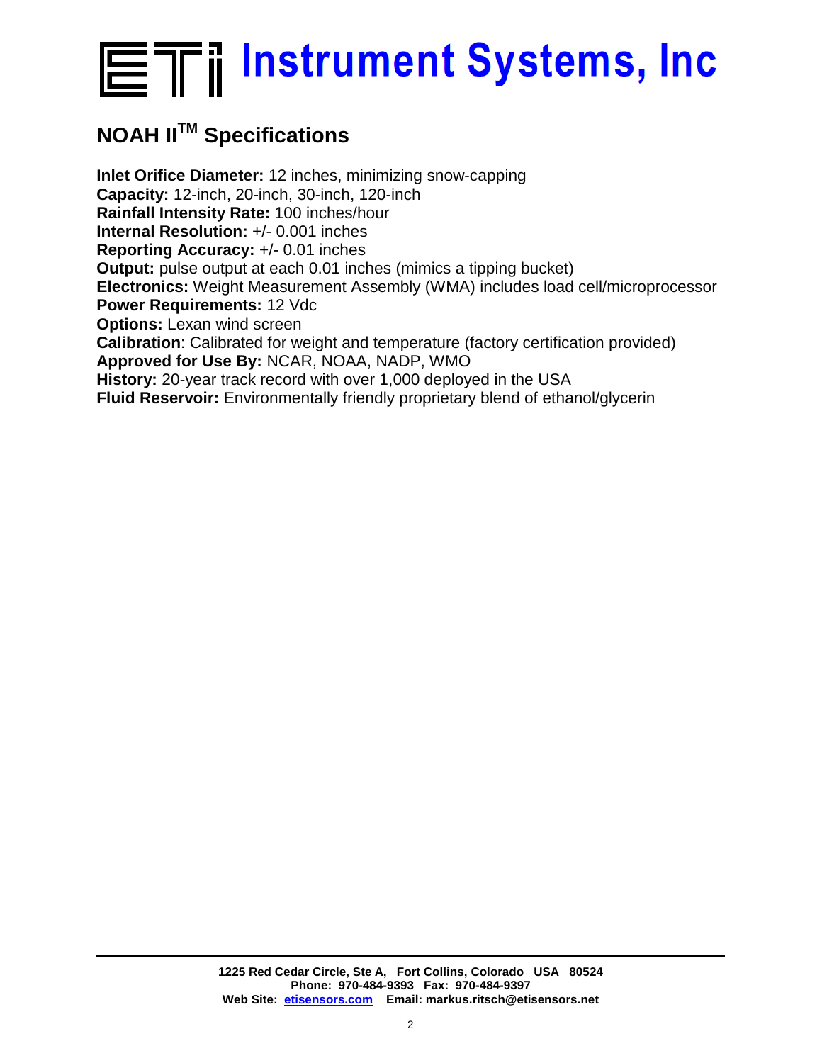# ETi Instrument Systems, Inc

## NOAH II[TM] Specifications

**Inlet Orifice Diameter:** 12 inches, minimizing snow-capping
**Capacity:** 12-inch, 20-inch, 30-inch, 120-inch
**Rainfall Intensity Rate:** 100 inches/hour
**Internal Resolution:** +/- 0.001 inches
**Reporting Accuracy:** +/- 0.01 inches
**Output:** pulse output at each 0.01 inches (mimics a tipping bucket)
**Electronics:** Weight Measurement Assembly (WMA) includes load cell/microprocessor
**Power Requirements:** 12 Vdc
**Options:** Lexan wind screen
**Calibration**: Calibrated for weight and temperature (factory certification provided)
**Approved for Use By:** NCAR, NOAA, NADP, WMO
**History:** 20-year track record with over 1,000 deployed in the USA
**Fluid Reservoir:** Environmentally friendly proprietary blend of ethanol/glycerin

**1225 Red Cedar Circle, Ste A, Fort Collins, Colorado USA 80524**
**Phone: 970-484-9393 Fax: 970-484-9397**
**Web Site: etisensors.com Email: markus.ritsch@etisensors.net**